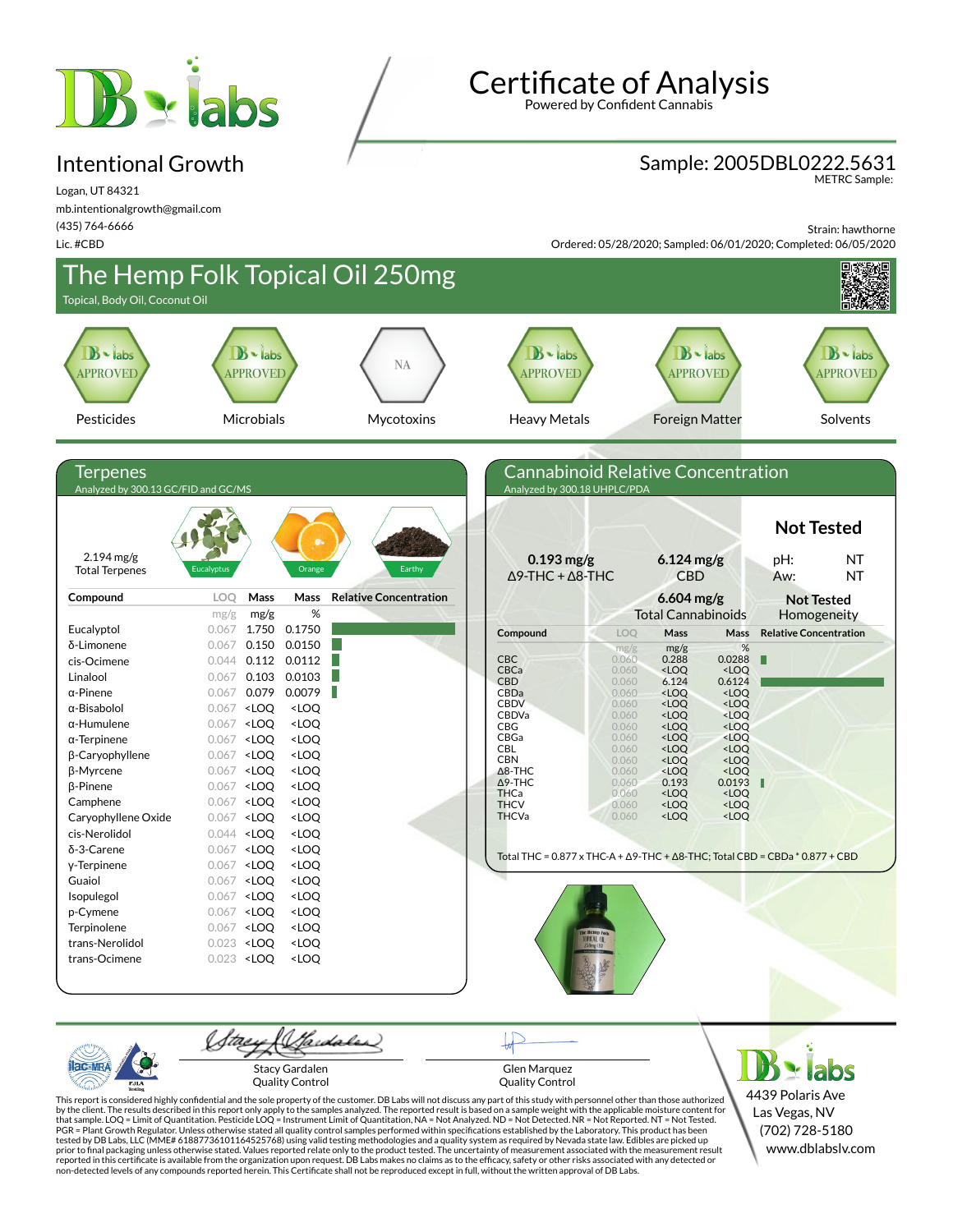# Certificate of Analysis

Powered by Confident Cannabis

## Intentional Growth

Logan, UT 84321
mb.intentionalgrowth@gmail.com
(435) 764-6666
Lic. #CBD

**Sample: 2005DBL0222.5631**
METRC Sample:

Strain: hawthorne
Ordered: 05/28/2020; Sampled: 06/01/2020; Completed: 06/05/2020

## The Hemp Folk Topical Oil 250mg

Topical, Body Oil, Coconut Oil

| Pesticides | Microbials | Mycotoxins | Heavy Metals | Foreign Matter | Solvents |
|---|---|---|---|---|---|
| APPROVED | APPROVED | NA | APPROVED | APPROVED | APPROVED |

## Terpenes

Analyzed by 300.13 GC/FID and GC/MS

2.194 mg/g
Total Terpenes

Eucalyptus | Orange | Earthy

| Compound | LOQ mg/g | Mass mg/g | Mass % |
|---|---|---|---|
| Eucalyptol | 0.067 | 1.750 | 0.1750 |
| δ-Limonene | 0.067 | 0.150 | 0.0150 |
| cis-Ocimene | 0.044 | 0.112 | 0.0112 |
| Linalool | 0.067 | 0.103 | 0.0103 |
| α-Pinene | 0.067 | 0.079 | 0.0079 |
| α-Bisabolol | 0.067 | <LOQ | <LOQ |
| α-Humulene | 0.067 | <LOQ | <LOQ |
| α-Terpinene | 0.067 | <LOQ | <LOQ |
| β-Caryophyllene | 0.067 | <LOQ | <LOQ |
| β-Myrcene | 0.067 | <LOQ | <LOQ |
| β-Pinene | 0.067 | <LOQ | <LOQ |
| Camphene | 0.067 | <LOQ | <LOQ |
| Caryophyllene Oxide | 0.067 | <LOQ | <LOQ |
| cis-Nerolidol | 0.044 | <LOQ | <LOQ |
| δ-3-Carene | 0.067 | <LOQ | <LOQ |
| γ-Terpinene | 0.067 | <LOQ | <LOQ |
| Guaiol | 0.067 | <LOQ | <LOQ |
| Isopulegol | 0.067 | <LOQ | <LOQ |
| p-Cymene | 0.067 | <LOQ | <LOQ |
| Terpinolene | 0.067 | <LOQ | <LOQ |
| trans-Nerolidol | 0.023 | <LOQ | <LOQ |
| trans-Ocimene | 0.023 | <LOQ | <LOQ |

## Cannabinoid Relative Concentration

Analyzed by 300.18 UHPLC/PDA

**0.193 mg/g** Δ9-THC + Δ8-THC

**6.124 mg/g** CBD

**6.604 mg/g** Total Cannabinoids

**Not Tested**
pH: NT
Aw: NT

**Not Tested** Homogeneity

| Compound | LOQ mg/g | Mass mg/g | Mass % |
|---|---|---|---|
| CBC | 0.060 | 0.288 | 0.0288 |
| CBCa | 0.060 | <LOQ | <LOQ |
| CBD | 0.060 | 6.124 | 0.6124 |
| CBDa | 0.060 | <LOQ | <LOQ |
| CBDV | 0.060 | <LOQ | <LOQ |
| CBDVa | 0.060 | <LOQ | <LOQ |
| CBG | 0.060 | <LOQ | <LOQ |
| CBGa | 0.060 | <LOQ | <LOQ |
| CBL | 0.060 | <LOQ | <LOQ |
| CBN | 0.060 | <LOQ | <LOQ |
| Δ8-THC | 0.060 | <LOQ | <LOQ |
| Δ9-THC | 0.060 | 0.193 | 0.0193 |
| THCa | 0.060 | <LOQ | <LOQ |
| THCV | 0.060 | <LOQ | <LOQ |
| THCVa | 0.060 | <LOQ | <LOQ |

Total THC = 0.877 x THC-A + Δ9-THC + Δ8-THC; Total CBD = CBDa * 0.877 + CBD

Stacy Gardalen
Quality Control

Glen Marquez
Quality Control

DB labs
4439 Polaris Ave
Las Vegas, NV
(702) 728-5180
www.dblabslv.com

This report is considered highly confidential and the sole property of the customer. DB Labs will not discuss any part of this study with personnel other than those authorized by the client. The results described in this report only apply to the samples analyzed. The reported result is based on a sample weight with the applicable moisture content for that sample. LOQ = Limit of Quantitation. Pesticide LOQ = Instrument Limit of Quantitation, NA = Not Analyzed. ND = Not Detected. NR = Not Reported. NT = Not Tested. PGR = Plant Growth Regulator. Unless otherwise stated all quality control samples performed within specifications established by the Laboratory. This product has been tested by DB Labs, LLC (MME# 61887736101164525768) using valid testing methodologies and a quality system as required by Nevada state law. Edibles are picked up prior to final packaging unless otherwise stated. Values reported relate only to the product tested. The uncertainty of measurement associated with the measurement result reported in this certificate is available from the organization upon request. DB Labs makes no claims as to the efficacy, safety or other risks associated with any detected or non-detected levels of any compounds reported herein. This Certificate shall not be reproduced except in full, without the written approval of DB Labs.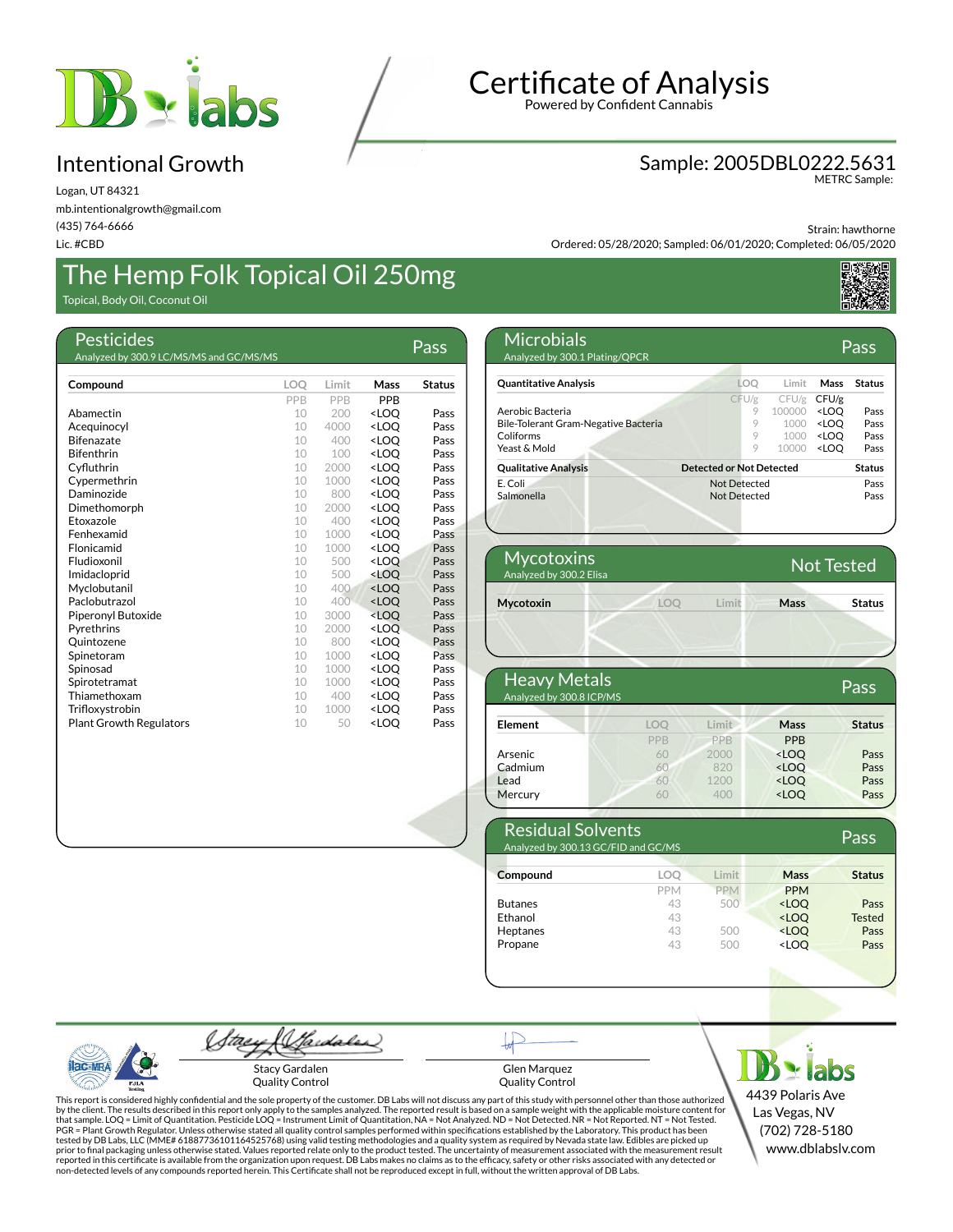# Certificate of Analysis

Powered by Confident Cannabis

## Intentional Growth

Logan, UT 84321
mb.intentionalgrowth@gmail.com
(435) 764-6666
Lic. #CBD

**Sample: 2005DBL0222.5631**
METRC Sample:

Strain: hawthorne
Ordered: 05/28/2020; Sampled: 06/01/2020; Completed: 06/05/2020

# The Hemp Folk Topical Oil 250mg

Topical, Body Oil, Coconut Oil

## Pesticides — Pass

Analyzed by 300.9 LC/MS/MS and GC/MS/MS

| Compound | LOQ | Limit | Mass | Status |
|---|---|---|---|---|
| | PPB | PPB | PPB | |
| Abamectin | 10 | 200 | <LOQ | Pass |
| Acequinocyl | 10 | 4000 | <LOQ | Pass |
| Bifenazate | 10 | 400 | <LOQ | Pass |
| Bifenthrin | 10 | 100 | <LOQ | Pass |
| Cyfluthrin | 10 | 2000 | <LOQ | Pass |
| Cypermethrin | 10 | 1000 | <LOQ | Pass |
| Daminozide | 10 | 800 | <LOQ | Pass |
| Dimethomorph | 10 | 2000 | <LOQ | Pass |
| Etoxazole | 10 | 400 | <LOQ | Pass |
| Fenhexamid | 10 | 1000 | <LOQ | Pass |
| Flonicamid | 10 | 1000 | <LOQ | Pass |
| Fludioxonil | 10 | 500 | <LOQ | Pass |
| Imidacloprid | 10 | 500 | <LOQ | Pass |
| Myclobutanil | 10 | 400 | <LOQ | Pass |
| Paclobutrazol | 10 | 400 | <LOQ | Pass |
| Piperonyl Butoxide | 10 | 3000 | <LOQ | Pass |
| Pyrethrins | 10 | 2000 | <LOQ | Pass |
| Quintozene | 10 | 800 | <LOQ | Pass |
| Spinetoram | 10 | 1000 | <LOQ | Pass |
| Spinosad | 10 | 1000 | <LOQ | Pass |
| Spirotetramat | 10 | 1000 | <LOQ | Pass |
| Thiamethoxam | 10 | 400 | <LOQ | Pass |
| Trifloxystrobin | 10 | 1000 | <LOQ | Pass |
| Plant Growth Regulators | 10 | 50 | <LOQ | Pass |

## Microbials — Pass

Analyzed by 300.1 Plating/QPCR

| Quantitative Analysis | LOQ | Limit | Mass | Status |
|---|---|---|---|---|
| | CFU/g | CFU/g | CFU/g | |
| Aerobic Bacteria | 9 | 100000 | <LOQ | Pass |
| Bile-Tolerant Gram-Negative Bacteria | 9 | 1000 | <LOQ | Pass |
| Coliforms | 9 | 1000 | <LOQ | Pass |
| Yeast & Mold | 9 | 10000 | <LOQ | Pass |

| Qualitative Analysis | Detected or Not Detected | Status |
|---|---|---|
| E. Coli | Not Detected | Pass |
| Salmonella | Not Detected | Pass |

## Mycotoxins — Not Tested

Analyzed by 300.2 Elisa

| Mycotoxin | LOQ | Limit | Mass | Status |
|---|---|---|---|---|

## Heavy Metals — Pass

Analyzed by 300.8 ICP/MS

| Element | LOQ | Limit | Mass | Status |
|---|---|---|---|---|
| | PPB | PPB | PPB | |
| Arsenic | 60 | 2000 | <LOQ | Pass |
| Cadmium | 60 | 820 | <LOQ | Pass |
| Lead | 60 | 1200 | <LOQ | Pass |
| Mercury | 60 | 400 | <LOQ | Pass |

## Residual Solvents — Pass

Analyzed by 300.13 GC/FID and GC/MS

| Compound | LOQ | Limit | Mass | Status |
|---|---|---|---|---|
| | PPM | PPM | PPM | |
| Butanes | 43 | 500 | <LOQ | Pass |
| Ethanol | 43 | | <LOQ | Tested |
| Heptanes | 43 | 500 | <LOQ | Pass |
| Propane | 43 | 500 | <LOQ | Pass |

Stacy Gardalen
Quality Control

Glen Marquez
Quality Control

DB labs
4439 Polaris Ave
Las Vegas, NV
(702) 728-5180
www.dblabslv.com

This report is considered highly confidential and the sole property of the customer. DB Labs will not discuss any part of this study with personnel other than those authorized by the client. The results described in this report only apply to the samples analyzed. The reported result is based on a sample weight with the applicable moisture content for that sample. LOQ = Limit of Quantitation. Pesticide LOQ = Instrument Limit of Quantitation, NA = Not Analyzed. ND = Not Detected. NR = Not Reported. NT = Not Tested. PGR = Plant Growth Regulator. Unless otherwise stated all quality control samples performed within specifications established by the Laboratory. This product has been tested by DB Labs, LLC (MME# 61887736101164525768) using valid testing methodologies and a quality system as required by Nevada state law. Edibles are picked up prior to final packaging unless otherwise stated. Values reported relate only to the product tested. The uncertainty of measurement associated with the measurement result reported in this certificate is available from the organization upon request. DB Labs makes no claims as to the efficacy, safety or other risks associated with any detected or non-detected levels of any compounds reported herein. This Certificate shall not be reproduced except in full, without the written approval of DB Labs.